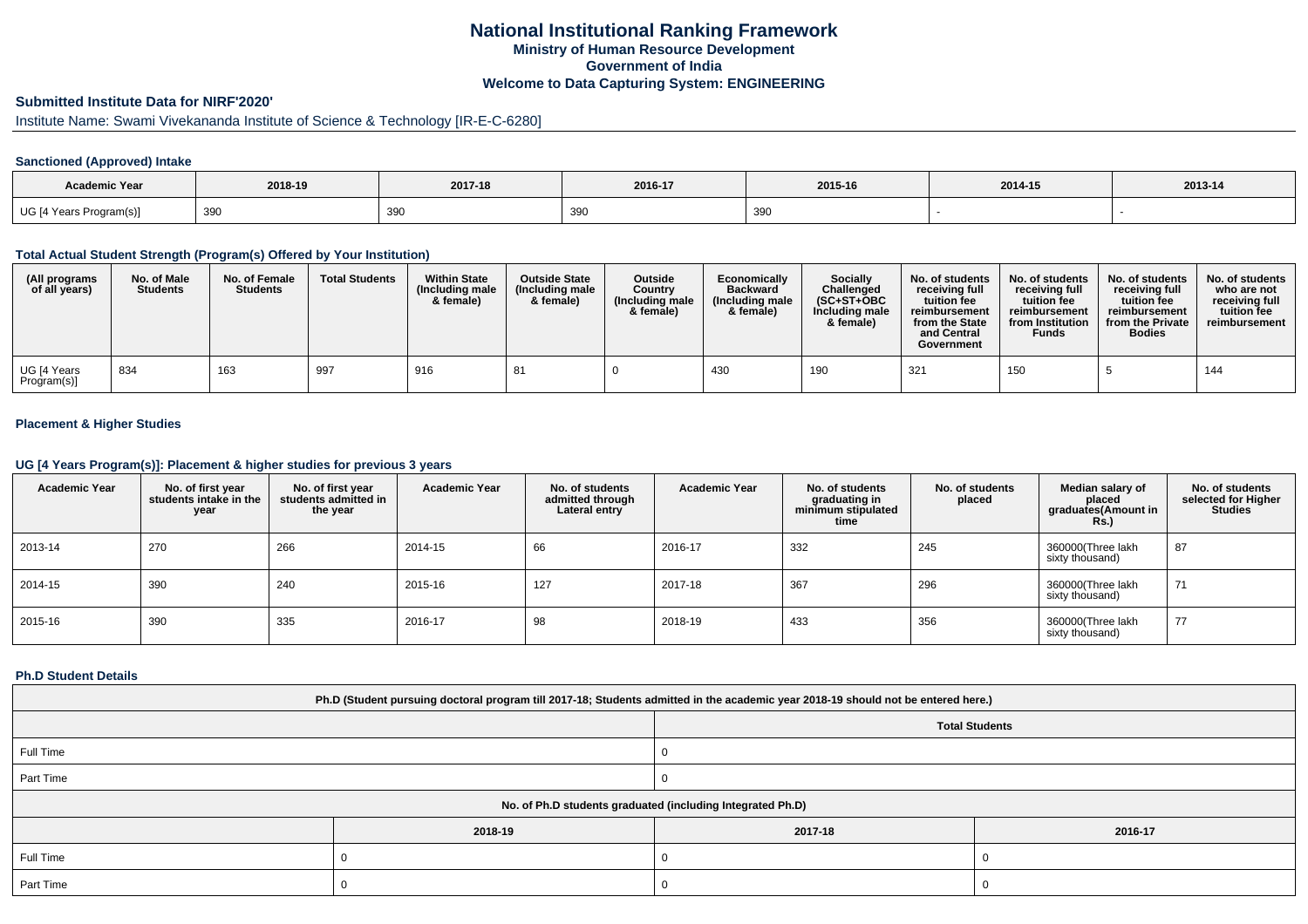# National Institutional Ranking Framework
## Ministry of Human Resource Development
## Government of India
## Welcome to Data Capturing System: ENGINEERING

### Submitted Institute Data for NIRF'2020'

Institute Name: Swami Vivekananda Institute of Science & Technology [IR-E-C-6280]

#### Sanctioned (Approved) Intake

| Academic Year | 2018-19 | 2017-18 | 2016-17 | 2015-16 | 2014-15 | 2013-14 |
|---|---|---|---|---|---|---|
| UG [4 Years Program(s)] | 390 | 390 | 390 | 390 | - | - |

#### Total Actual Student Strength (Program(s) Offered by Your Institution)

| (All programs of all years) | No. of Male Students | No. of Female Students | Total Students | Within State (Including male & female) | Outside State (Including male & female) | Outside Country (Including male & female) | Economically Backward (Including male & female) | Socially Challenged (SC+ST+OBC Including male & female) | No. of students receiving full tuition fee reimbursement from the State and Central Government | No. of students receiving full tuition fee reimbursement from Institution Funds | No. of students receiving full tuition fee reimbursement from the Private Bodies | No. of students who are not receiving full tuition fee reimbursement |
|---|---|---|---|---|---|---|---|---|---|---|---|---|
| UG [4 Years Program(s)] | 834 | 163 | 997 | 916 | 81 | 0 | 430 | 190 | 321 | 150 | 5 | 144 |

#### Placement & Higher Studies

#### UG [4 Years Program(s)]: Placement & higher studies for previous 3 years

| Academic Year | No. of first year students intake in the year | No. of first year students admitted in the year | Academic Year | No. of students admitted through Lateral entry | Academic Year | No. of students graduating in minimum stipulated time | No. of students placed | Median salary of placed graduates(Amount in Rs.) | No. of students selected for Higher Studies |
|---|---|---|---|---|---|---|---|---|---|
| 2013-14 | 270 | 266 | 2014-15 | 66 | 2016-17 | 332 | 245 | 360000(Three lakh sixty thousand) | 87 |
| 2014-15 | 390 | 240 | 2015-16 | 127 | 2017-18 | 367 | 296 | 360000(Three lakh sixty thousand) | 71 |
| 2015-16 | 390 | 335 | 2016-17 | 98 | 2018-19 | 433 | 356 | 360000(Three lakh sixty thousand) | 77 |

#### Ph.D Student Details

| Ph.D (Student pursuing doctoral program till 2017-18; Students admitted in the academic year 2018-19 should not be entered here.) | | | |
|---|---|---|---|
| | Total Students | | |
| Full Time | 0 | | |
| Part Time | 0 | | |
| No. of Ph.D students graduated (including Integrated Ph.D) | | | |
| | 2018-19 | 2017-18 | 2016-17 |
| Full Time | 0 | 0 | 0 |
| Part Time | 0 | 0 | 0 |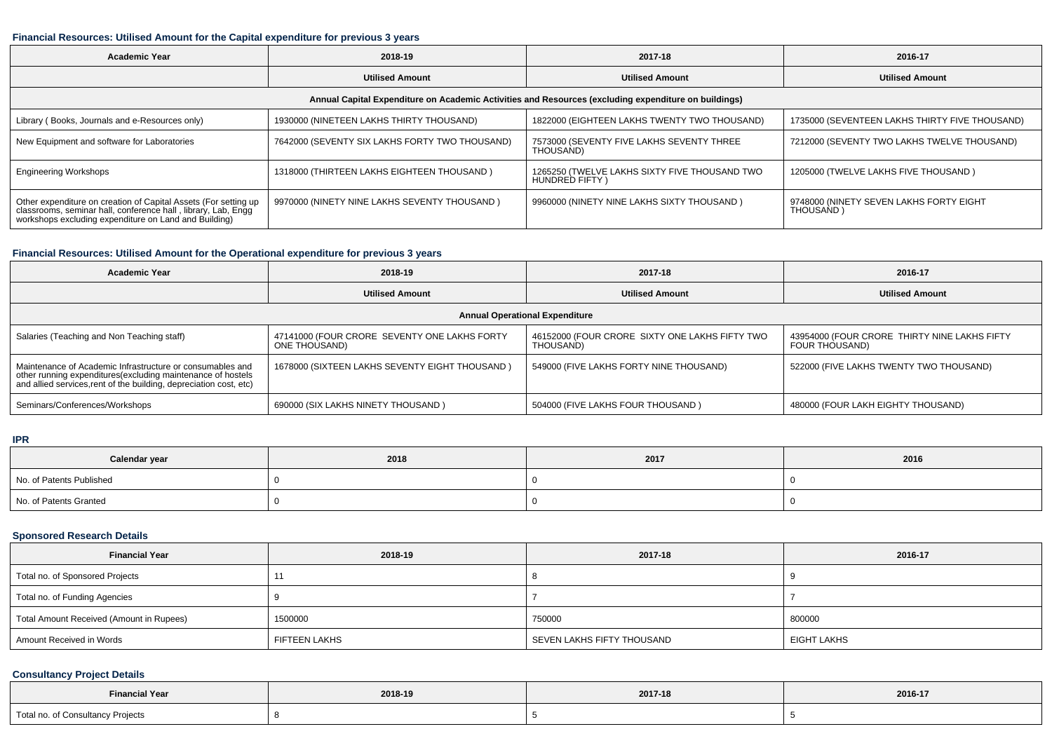### Financial Resources: Utilised Amount for the Capital expenditure for previous 3 years

| Academic Year | 2018-19 | 2017-18 | 2016-17 |
|---|---|---|---|
| | Utilised Amount | Utilised Amount | Utilised Amount |
| Annual Capital Expenditure on Academic Activities and Resources (excluding expenditure on buildings) | | | |
| Library ( Books, Journals and e-Resources only) | 1930000 (NINETEEN LAKHS THIRTY THOUSAND) | 1822000 (EIGHTEEN LAKHS TWENTY TWO THOUSAND) | 1735000 (SEVENTEEN LAKHS THIRTY FIVE THOUSAND) |
| New Equipment and software for Laboratories | 7642000 (SEVENTY SIX LAKHS FORTY TWO THOUSAND) | 7573000 (SEVENTY FIVE LAKHS SEVENTY THREE THOUSAND) | 7212000 (SEVENTY TWO LAKHS TWELVE THOUSAND) |
| Engineering Workshops | 1318000 (THIRTEEN LAKHS EIGHTEEN THOUSAND ) | 1265250 (TWELVE LAKHS SIXTY FIVE THOUSAND TWO HUNDRED FIFTY ) | 1205000 (TWELVE LAKHS FIVE THOUSAND ) |
| Other expenditure on creation of Capital Assets (For setting up classrooms, seminar hall, conference hall , library, Lab, Engg workshops excluding expenditure on Land and Building) | 9970000 (NINETY NINE LAKHS SEVENTY THOUSAND ) | 9960000 (NINETY NINE LAKHS SIXTY THOUSAND ) | 9748000 (NINETY SEVEN LAKHS FORTY EIGHT THOUSAND ) |

### Financial Resources: Utilised Amount for the Operational expenditure for previous 3 years

| Academic Year | 2018-19 | 2017-18 | 2016-17 |
|---|---|---|---|
| | Utilised Amount | Utilised Amount | Utilised Amount |
| Annual Operational Expenditure | | | |
| Salaries (Teaching and Non Teaching staff) | 47141000 (FOUR CRORE SEVENTY ONE LAKHS FORTY ONE THOUSAND) | 46152000 (FOUR CRORE SIXTY ONE LAKHS FIFTY TWO THOUSAND) | 43954000 (FOUR CRORE THIRTY NINE LAKHS FIFTY FOUR THOUSAND) |
| Maintenance of Academic Infrastructure or consumables and other running expenditures(excluding maintenance of hostels and allied services,rent of the building, depreciation cost, etc) | 1678000 (SIXTEEN LAKHS SEVENTY EIGHT THOUSAND ) | 549000 (FIVE LAKHS FORTY NINE THOUSAND) | 522000 (FIVE LAKHS TWENTY TWO THOUSAND) |
| Seminars/Conferences/Workshops | 690000 (SIX LAKHS NINETY THOUSAND ) | 504000 (FIVE LAKHS FOUR THOUSAND ) | 480000 (FOUR LAKH EIGHTY THOUSAND) |

### IPR

| Calendar year | 2018 | 2017 | 2016 |
|---|---|---|---|
| No. of Patents Published | 0 | 0 | 0 |
| No. of Patents Granted | 0 | 0 | 0 |

### Sponsored Research Details

| Financial Year | 2018-19 | 2017-18 | 2016-17 |
|---|---|---|---|
| Total no. of Sponsored Projects | 11 | 8 | 9 |
| Total no. of Funding Agencies | 9 | 7 | 7 |
| Total Amount Received (Amount in Rupees) | 1500000 | 750000 | 800000 |
| Amount Received in Words | FIFTEEN LAKHS | SEVEN LAKHS FIFTY THOUSAND | EIGHT LAKHS |

### Consultancy Project Details

| Financial Year | 2018-19 | 2017-18 | 2016-17 |
|---|---|---|---|
| Total no. of Consultancy Projects | 8 | 5 | 5 |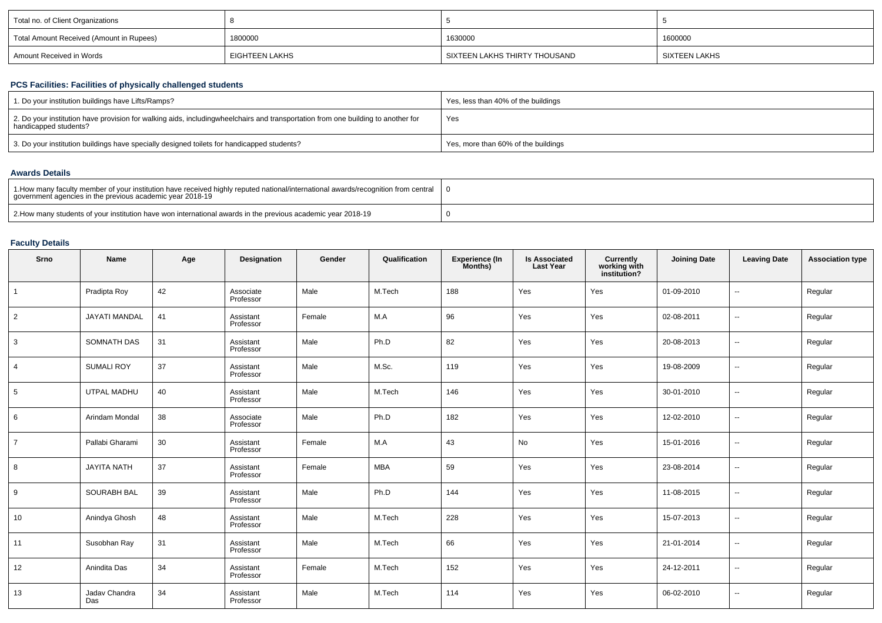| Total no. of Client Organizations | 8 | 5 | 5 |
|---|---|---|---|
| Total Amount Received (Amount in Rupees) | 1800000 | 1630000 | 1600000 |
| Amount Received in Words | EIGHTEEN LAKHS | SIXTEEN LAKHS THIRTY THOUSAND | SIXTEEN LAKHS |

### PCS Facilities: Facilities of physically challenged students

| 1. Do your institution buildings have Lifts/Ramps? | Yes, less than 40% of the buildings |
|---|---|
| 2. Do your institution have provision for walking aids, includingwheelchairs and transportation from one building to another for handicapped students? | Yes |
| 3. Do your institution buildings have specially designed toilets for handicapped students? | Yes, more than 60% of the buildings |

### Awards Details

| 1.How many faculty member of your institution have received highly reputed national/international awards/recognition from central government agencies in the previous academic year 2018-19 | 0 |
|---|---|
| 2.How many students of your institution have won international awards in the previous academic year 2018-19 | 0 |

### Faculty Details

| Srno | Name | Age | Designation | Gender | Qualification | Experience (In Months) | Is Associated Last Year | Currently working with institution? | Joining Date | Leaving Date | Association type |
|---|---|---|---|---|---|---|---|---|---|---|---|
| 1 | Pradipta Roy | 42 | Associate Professor | Male | M.Tech | 188 | Yes | Yes | 01-09-2010 | -- | Regular |
| 2 | JAYATI MANDAL | 41 | Assistant Professor | Female | M.A | 96 | Yes | Yes | 02-08-2011 | -- | Regular |
| 3 | SOMNATH DAS | 31 | Assistant Professor | Male | Ph.D | 82 | Yes | Yes | 20-08-2013 | -- | Regular |
| 4 | SUMALI ROY | 37 | Assistant Professor | Male | M.Sc. | 119 | Yes | Yes | 19-08-2009 | -- | Regular |
| 5 | UTPAL MADHU | 40 | Assistant Professor | Male | M.Tech | 146 | Yes | Yes | 30-01-2010 | -- | Regular |
| 6 | Arindam Mondal | 38 | Associate Professor | Male | Ph.D | 182 | Yes | Yes | 12-02-2010 | -- | Regular |
| 7 | Pallabi Gharami | 30 | Assistant Professor | Female | M.A | 43 | No | Yes | 15-01-2016 | -- | Regular |
| 8 | JAYITA NATH | 37 | Assistant Professor | Female | MBA | 59 | Yes | Yes | 23-08-2014 | -- | Regular |
| 9 | SOURABH BAL | 39 | Assistant Professor | Male | Ph.D | 144 | Yes | Yes | 11-08-2015 | -- | Regular |
| 10 | Anindya Ghosh | 48 | Assistant Professor | Male | M.Tech | 228 | Yes | Yes | 15-07-2013 | -- | Regular |
| 11 | Susobhan Ray | 31 | Assistant Professor | Male | M.Tech | 66 | Yes | Yes | 21-01-2014 | -- | Regular |
| 12 | Anindita Das | 34 | Assistant Professor | Female | M.Tech | 152 | Yes | Yes | 24-12-2011 | -- | Regular |
| 13 | Jadav Chandra Das | 34 | Assistant Professor | Male | M.Tech | 114 | Yes | Yes | 06-02-2010 | -- | Regular |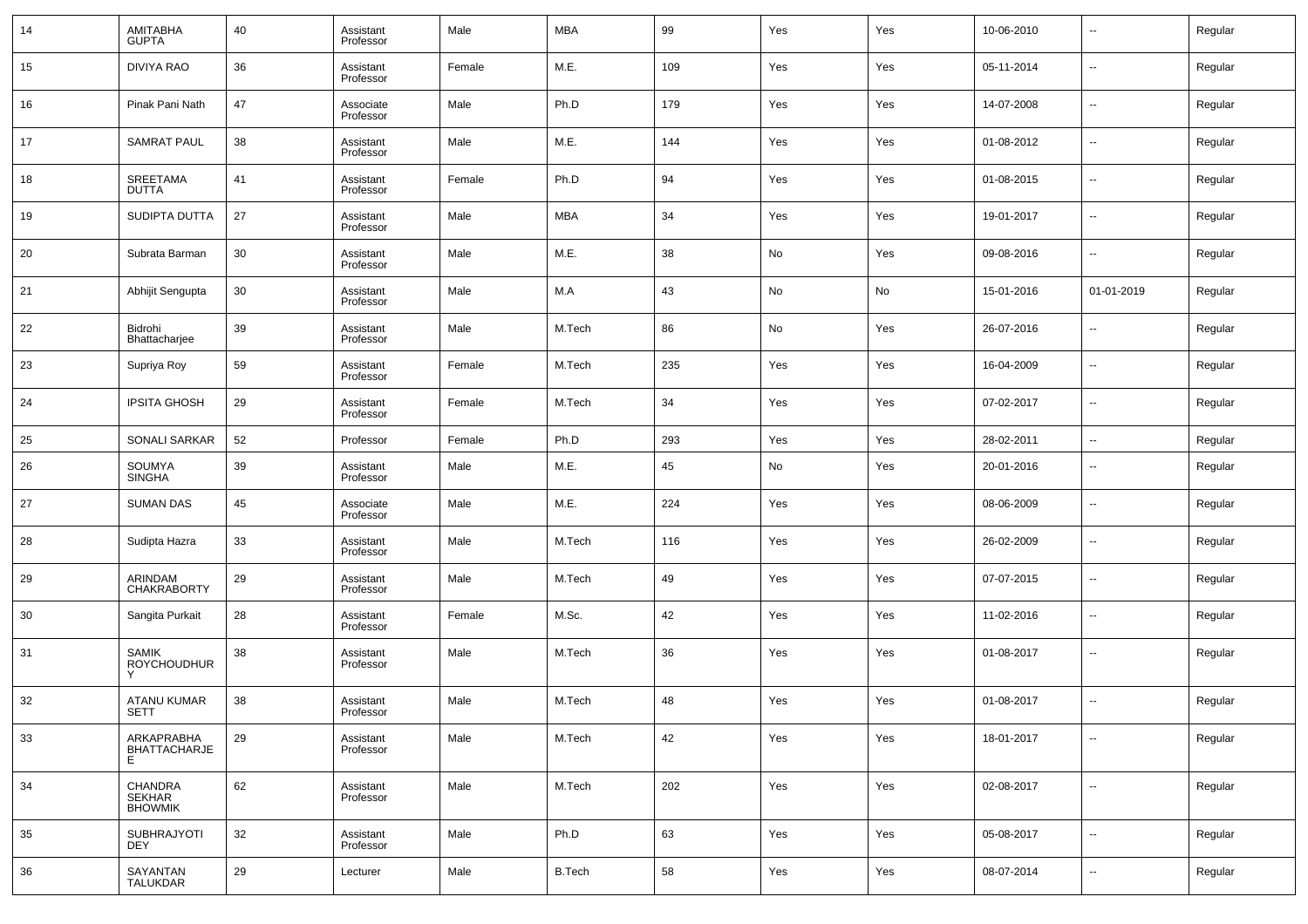| 14 | AMITABHA GUPTA | 40 | Assistant Professor | Male | MBA | 99 | Yes | Yes | 10-06-2010 | -- | Regular |
|---|---|---|---|---|---|---|---|---|---|---|---|
| 15 | DIVIYA RAO | 36 | Assistant Professor | Female | M.E. | 109 | Yes | Yes | 05-11-2014 | -- | Regular |
| 16 | Pinak Pani Nath | 47 | Associate Professor | Male | Ph.D | 179 | Yes | Yes | 14-07-2008 | -- | Regular |
| 17 | SAMRAT PAUL | 38 | Assistant Professor | Male | M.E. | 144 | Yes | Yes | 01-08-2012 | -- | Regular |
| 18 | SREETAMA DUTTA | 41 | Assistant Professor | Female | Ph.D | 94 | Yes | Yes | 01-08-2015 | -- | Regular |
| 19 | SUDIPTA DUTTA | 27 | Assistant Professor | Male | MBA | 34 | Yes | Yes | 19-01-2017 | -- | Regular |
| 20 | Subrata Barman | 30 | Assistant Professor | Male | M.E. | 38 | No | Yes | 09-08-2016 | -- | Regular |
| 21 | Abhijit Sengupta | 30 | Assistant Professor | Male | M.A | 43 | No | No | 15-01-2016 | 01-01-2019 | Regular |
| 22 | Bidrohi Bhattacharjee | 39 | Assistant Professor | Male | M.Tech | 86 | No | Yes | 26-07-2016 | -- | Regular |
| 23 | Supriya Roy | 59 | Assistant Professor | Female | M.Tech | 235 | Yes | Yes | 16-04-2009 | -- | Regular |
| 24 | IPSITA GHOSH | 29 | Assistant Professor | Female | M.Tech | 34 | Yes | Yes | 07-02-2017 | -- | Regular |
| 25 | SONALI SARKAR | 52 | Professor | Female | Ph.D | 293 | Yes | Yes | 28-02-2011 | -- | Regular |
| 26 | SOUMYA SINGHA | 39 | Assistant Professor | Male | M.E. | 45 | No | Yes | 20-01-2016 | -- | Regular |
| 27 | SUMAN DAS | 45 | Associate Professor | Male | M.E. | 224 | Yes | Yes | 08-06-2009 | -- | Regular |
| 28 | Sudipta Hazra | 33 | Assistant Professor | Male | M.Tech | 116 | Yes | Yes | 26-02-2009 | -- | Regular |
| 29 | ARINDAM CHAKRABORTY | 29 | Assistant Professor | Male | M.Tech | 49 | Yes | Yes | 07-07-2015 | -- | Regular |
| 30 | Sangita Purkait | 28 | Assistant Professor | Female | M.Sc. | 42 | Yes | Yes | 11-02-2016 | -- | Regular |
| 31 | SAMIK ROYCHOUDHURY | 38 | Assistant Professor | Male | M.Tech | 36 | Yes | Yes | 01-08-2017 | -- | Regular |
| 32 | ATANU KUMAR SETT | 38 | Assistant Professor | Male | M.Tech | 48 | Yes | Yes | 01-08-2017 | -- | Regular |
| 33 | ARKAPRABHA BHATTACHARJEE | 29 | Assistant Professor | Male | M.Tech | 42 | Yes | Yes | 18-01-2017 | -- | Regular |
| 34 | CHANDRA SEKHAR BHOWMIK | 62 | Assistant Professor | Male | M.Tech | 202 | Yes | Yes | 02-08-2017 | -- | Regular |
| 35 | SUBHRAJYOTI DEY | 32 | Assistant Professor | Male | Ph.D | 63 | Yes | Yes | 05-08-2017 | -- | Regular |
| 36 | SAYANTAN TALUKDAR | 29 | Lecturer | Male | B.Tech | 58 | Yes | Yes | 08-07-2014 | -- | Regular |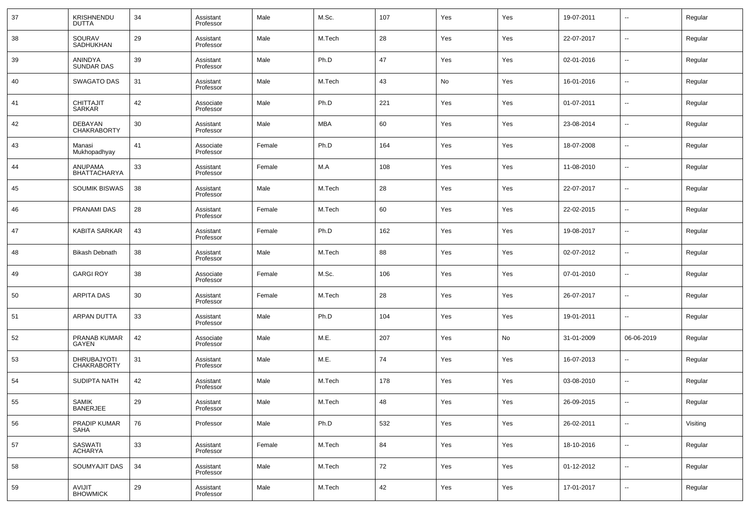| 37 | KRISHNENDU DUTTA | 34 | Assistant Professor | Male | M.Sc. | 107 | Yes | Yes | 19-07-2011 | -- | Regular |
|---|---|---|---|---|---|---|---|---|---|---|---|
| 38 | SOURAV SADHUKHAN | 29 | Assistant Professor | Male | M.Tech | 28 | Yes | Yes | 22-07-2017 | -- | Regular |
| 39 | ANINDYA SUNDAR DAS | 39 | Assistant Professor | Male | Ph.D | 47 | Yes | Yes | 02-01-2016 | -- | Regular |
| 40 | SWAGATO DAS | 31 | Assistant Professor | Male | M.Tech | 43 | No | Yes | 16-01-2016 | -- | Regular |
| 41 | CHITTAJIT SARKAR | 42 | Associate Professor | Male | Ph.D | 221 | Yes | Yes | 01-07-2011 | -- | Regular |
| 42 | DEBAYAN CHAKRABORTY | 30 | Assistant Professor | Male | MBA | 60 | Yes | Yes | 23-08-2014 | -- | Regular |
| 43 | Manasi Mukhopadhyay | 41 | Associate Professor | Female | Ph.D | 164 | Yes | Yes | 18-07-2008 | -- | Regular |
| 44 | ANUPAMA BHATTACHARYA | 33 | Assistant Professor | Female | M.A | 108 | Yes | Yes | 11-08-2010 | -- | Regular |
| 45 | SOUMIK BISWAS | 38 | Assistant Professor | Male | M.Tech | 28 | Yes | Yes | 22-07-2017 | -- | Regular |
| 46 | PRANAMI DAS | 28 | Assistant Professor | Female | M.Tech | 60 | Yes | Yes | 22-02-2015 | -- | Regular |
| 47 | KABITA SARKAR | 43 | Assistant Professor | Female | Ph.D | 162 | Yes | Yes | 19-08-2017 | -- | Regular |
| 48 | Bikash Debnath | 38 | Assistant Professor | Male | M.Tech | 88 | Yes | Yes | 02-07-2012 | -- | Regular |
| 49 | GARGI ROY | 38 | Associate Professor | Female | M.Sc. | 106 | Yes | Yes | 07-01-2010 | -- | Regular |
| 50 | ARPITA DAS | 30 | Assistant Professor | Female | M.Tech | 28 | Yes | Yes | 26-07-2017 | -- | Regular |
| 51 | ARPAN DUTTA | 33 | Assistant Professor | Male | Ph.D | 104 | Yes | Yes | 19-01-2011 | -- | Regular |
| 52 | PRANAB KUMAR GAYEN | 42 | Associate Professor | Male | M.E. | 207 | Yes | No | 31-01-2009 | 06-06-2019 | Regular |
| 53 | DHRUBAJYOTI CHAKRABORTY | 31 | Assistant Professor | Male | M.E. | 74 | Yes | Yes | 16-07-2013 | -- | Regular |
| 54 | SUDIPTA NATH | 42 | Assistant Professor | Male | M.Tech | 178 | Yes | Yes | 03-08-2010 | -- | Regular |
| 55 | SAMIK BANERJEE | 29 | Assistant Professor | Male | M.Tech | 48 | Yes | Yes | 26-09-2015 | -- | Regular |
| 56 | PRADIP KUMAR SAHA | 76 | Professor | Male | Ph.D | 532 | Yes | Yes | 26-02-2011 | -- | Visiting |
| 57 | SASWATI ACHARYA | 33 | Assistant Professor | Female | M.Tech | 84 | Yes | Yes | 18-10-2016 | -- | Regular |
| 58 | SOUMYAJIT DAS | 34 | Assistant Professor | Male | M.Tech | 72 | Yes | Yes | 01-12-2012 | -- | Regular |
| 59 | AVIJIT BHOWMICK | 29 | Assistant Professor | Male | M.Tech | 42 | Yes | Yes | 17-01-2017 | -- | Regular |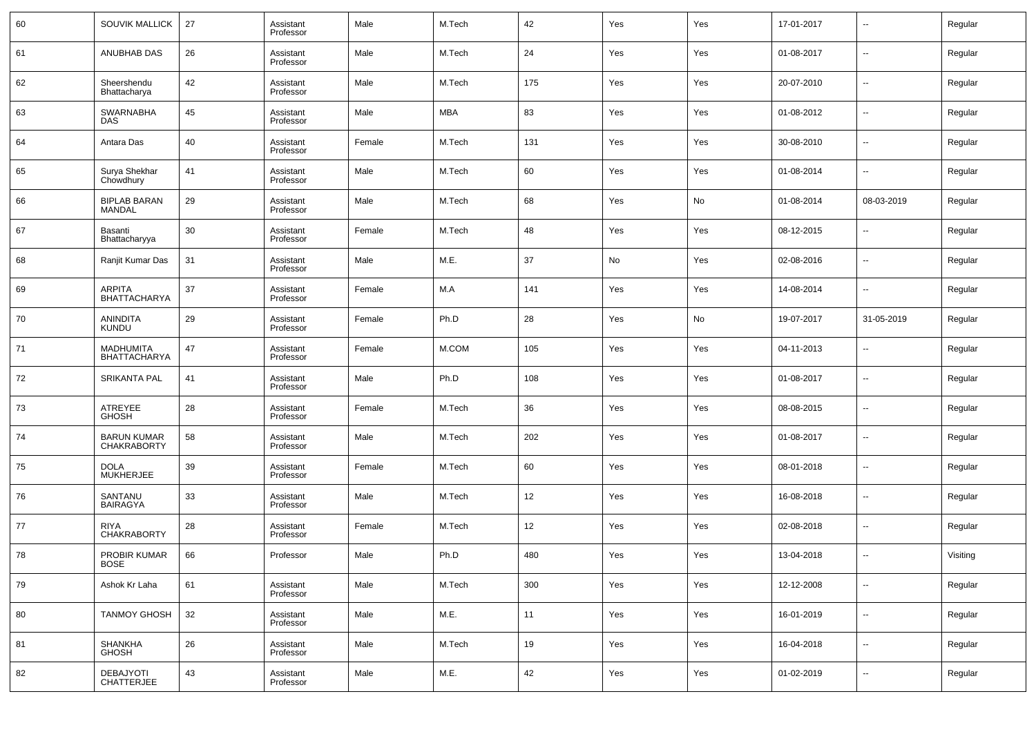| 60 | SOUVIK MALLICK | 27 | Assistant Professor | Male | M.Tech | 42 | Yes | Yes | 17-01-2017 | -- | Regular |
|---|---|---|---|---|---|---|---|---|---|---|---|
| 61 | ANUBHAB DAS | 26 | Assistant Professor | Male | M.Tech | 24 | Yes | Yes | 01-08-2017 | -- | Regular |
| 62 | Sheershendu Bhattacharya | 42 | Assistant Professor | Male | M.Tech | 175 | Yes | Yes | 20-07-2010 | -- | Regular |
| 63 | SWARNABHA DAS | 45 | Assistant Professor | Male | MBA | 83 | Yes | Yes | 01-08-2012 | -- | Regular |
| 64 | Antara Das | 40 | Assistant Professor | Female | M.Tech | 131 | Yes | Yes | 30-08-2010 | -- | Regular |
| 65 | Surya Shekhar Chowdhury | 41 | Assistant Professor | Male | M.Tech | 60 | Yes | Yes | 01-08-2014 | -- | Regular |
| 66 | BIPLAB BARAN MANDAL | 29 | Assistant Professor | Male | M.Tech | 68 | Yes | No | 01-08-2014 | 08-03-2019 | Regular |
| 67 | Basanti Bhattacharyya | 30 | Assistant Professor | Female | M.Tech | 48 | Yes | Yes | 08-12-2015 | -- | Regular |
| 68 | Ranjit Kumar Das | 31 | Assistant Professor | Male | M.E. | 37 | No | Yes | 02-08-2016 | -- | Regular |
| 69 | ARPITA BHATTACHARYA | 37 | Assistant Professor | Female | M.A | 141 | Yes | Yes | 14-08-2014 | -- | Regular |
| 70 | ANINDITA KUNDU | 29 | Assistant Professor | Female | Ph.D | 28 | Yes | No | 19-07-2017 | 31-05-2019 | Regular |
| 71 | MADHUMITA BHATTACHARYA | 47 | Assistant Professor | Female | M.COM | 105 | Yes | Yes | 04-11-2013 | -- | Regular |
| 72 | SRIKANTA PAL | 41 | Assistant Professor | Male | Ph.D | 108 | Yes | Yes | 01-08-2017 | -- | Regular |
| 73 | ATREYEE GHOSH | 28 | Assistant Professor | Female | M.Tech | 36 | Yes | Yes | 08-08-2015 | -- | Regular |
| 74 | BARUN KUMAR CHAKRABORTY | 58 | Assistant Professor | Male | M.Tech | 202 | Yes | Yes | 01-08-2017 | -- | Regular |
| 75 | DOLA MUKHERJEE | 39 | Assistant Professor | Female | M.Tech | 60 | Yes | Yes | 08-01-2018 | -- | Regular |
| 76 | SANTANU BAIRAGYA | 33 | Assistant Professor | Male | M.Tech | 12 | Yes | Yes | 16-08-2018 | -- | Regular |
| 77 | RIYA CHAKRABORTY | 28 | Assistant Professor | Female | M.Tech | 12 | Yes | Yes | 02-08-2018 | -- | Regular |
| 78 | PROBIR KUMAR BOSE | 66 | Professor | Male | Ph.D | 480 | Yes | Yes | 13-04-2018 | -- | Visiting |
| 79 | Ashok Kr Laha | 61 | Assistant Professor | Male | M.Tech | 300 | Yes | Yes | 12-12-2008 | -- | Regular |
| 80 | TANMOY GHOSH | 32 | Assistant Professor | Male | M.E. | 11 | Yes | Yes | 16-01-2019 | -- | Regular |
| 81 | SHANKHA GHOSH | 26 | Assistant Professor | Male | M.Tech | 19 | Yes | Yes | 16-04-2018 | -- | Regular |
| 82 | DEBAJYOTI CHATTERJEE | 43 | Assistant Professor | Male | M.E. | 42 | Yes | Yes | 01-02-2019 | -- | Regular |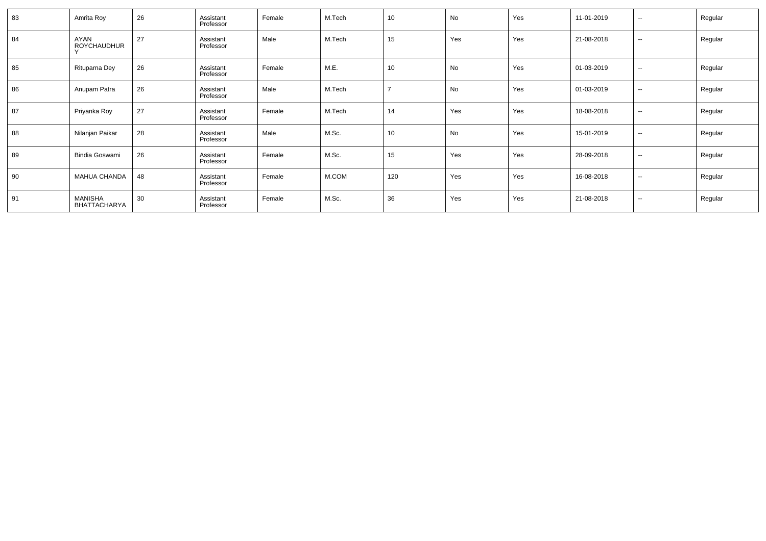| | | | | | | | | | | | |
|---|---|---|---|---|---|---|---|---|---|---|---|
| 83 | Amrita Roy | 26 | Assistant Professor | Female | M.Tech | 10 | No | Yes | 11-01-2019 | -- | Regular |
| 84 | AYAN ROYCHAUDHURY | 27 | Assistant Professor | Male | M.Tech | 15 | Yes | Yes | 21-08-2018 | -- | Regular |
| 85 | Rituparna Dey | 26 | Assistant Professor | Female | M.E. | 10 | No | Yes | 01-03-2019 | -- | Regular |
| 86 | Anupam Patra | 26 | Assistant Professor | Male | M.Tech | 7 | No | Yes | 01-03-2019 | -- | Regular |
| 87 | Priyanka Roy | 27 | Assistant Professor | Female | M.Tech | 14 | Yes | Yes | 18-08-2018 | -- | Regular |
| 88 | Nilanjan Paikar | 28 | Assistant Professor | Male | M.Sc. | 10 | No | Yes | 15-01-2019 | -- | Regular |
| 89 | Bindia Goswami | 26 | Assistant Professor | Female | M.Sc. | 15 | Yes | Yes | 28-09-2018 | -- | Regular |
| 90 | MAHUA CHANDA | 48 | Assistant Professor | Female | M.COM | 120 | Yes | Yes | 16-08-2018 | -- | Regular |
| 91 | MANISHA BHATTACHARYA | 30 | Assistant Professor | Female | M.Sc. | 36 | Yes | Yes | 21-08-2018 | -- | Regular |